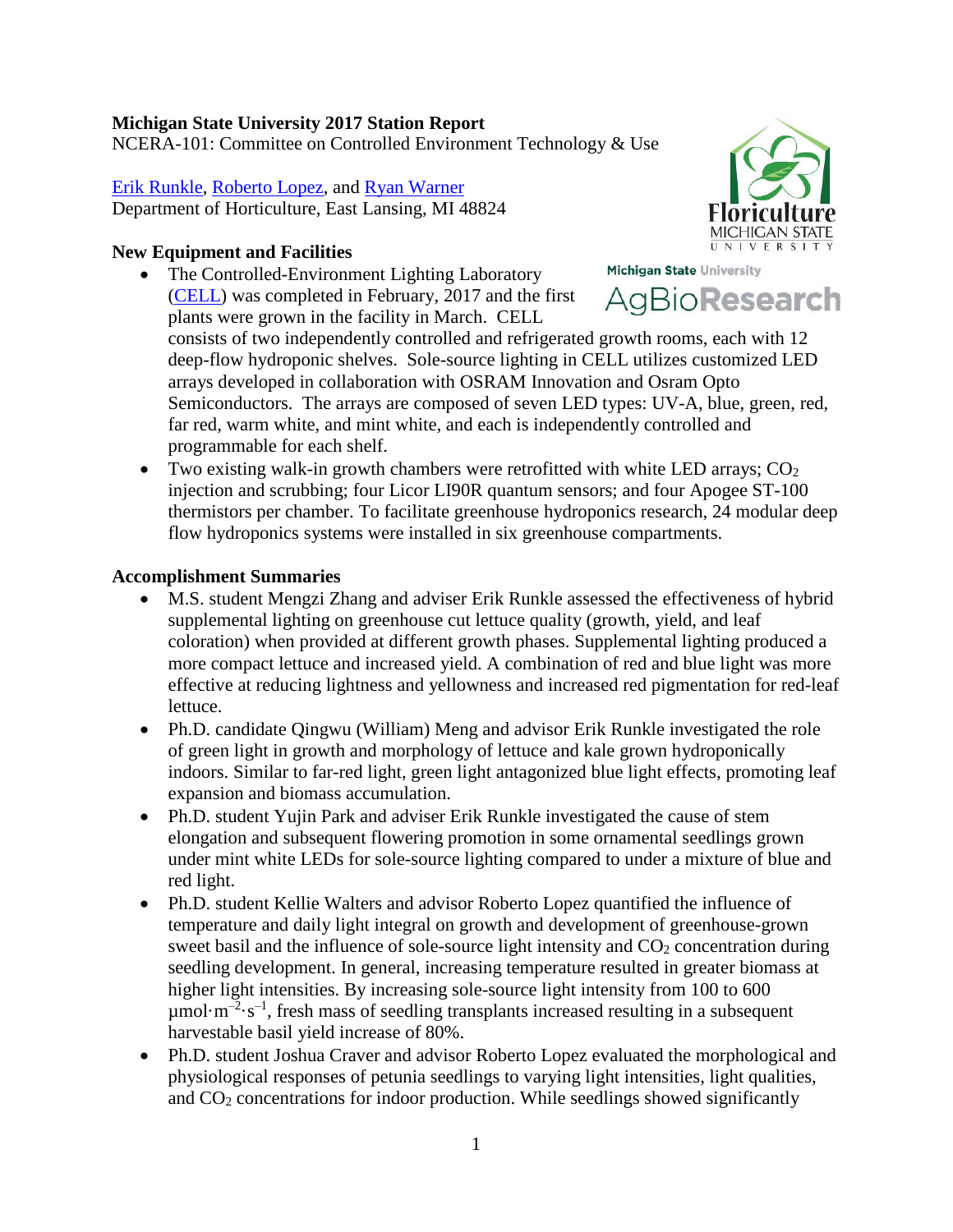**Michigan State University 2017 Station Report**
NCERA-101: Committee on Controlled Environment Technology & Use

Erik Runkle, Roberto Lopez, and Ryan Warner
Department of Horticulture, East Lansing, MI 48824

**New Equipment and Facilities**

- The Controlled-Environment Lighting Laboratory (CELL) was completed in February, 2017 and the first plants were grown in the facility in March. CELL consists of two independently controlled and refrigerated growth rooms, each with 12 deep-flow hydroponic shelves. Sole-source lighting in CELL utilizes customized LED arrays developed in collaboration with OSRAM Innovation and Osram Opto Semiconductors. The arrays are composed of seven LED types: UV-A, blue, green, red, far red, warm white, and mint white, and each is independently controlled and programmable for each shelf.
- Two existing walk-in growth chambers were retrofitted with white LED arrays; $CO_2$ injection and scrubbing; four Licor LI90R quantum sensors; and four Apogee ST-100 thermistors per chamber. To facilitate greenhouse hydroponics research, 24 modular deep flow hydroponics systems were installed in six greenhouse compartments.

**Accomplishment Summaries**

- M.S. student Mengzi Zhang and adviser Erik Runkle assessed the effectiveness of hybrid supplemental lighting on greenhouse cut lettuce quality (growth, yield, and leaf coloration) when provided at different growth phases. Supplemental lighting produced a more compact lettuce and increased yield. A combination of red and blue light was more effective at reducing lightness and yellowness and increased red pigmentation for red-leaf lettuce.
- Ph.D. candidate Qingwu (William) Meng and advisor Erik Runkle investigated the role of green light in growth and morphology of lettuce and kale grown hydroponically indoors. Similar to far-red light, green light antagonized blue light effects, promoting leaf expansion and biomass accumulation.
- Ph.D. student Yujin Park and adviser Erik Runkle investigated the cause of stem elongation and subsequent flowering promotion in some ornamental seedlings grown under mint white LEDs for sole-source lighting compared to under a mixture of blue and red light.
- Ph.D. student Kellie Walters and advisor Roberto Lopez quantified the influence of temperature and daily light integral on growth and development of greenhouse-grown sweet basil and the influence of sole-source light intensity and $CO_2$ concentration during seedling development. In general, increasing temperature resulted in greater biomass at higher light intensities. By increasing sole-source light intensity from 100 to 600 $\mu mol \cdot m^{-2} \cdot s^{-1}$, fresh mass of seedling transplants increased resulting in a subsequent harvestable basil yield increase of 80%.
- Ph.D. student Joshua Craver and advisor Roberto Lopez evaluated the morphological and physiological responses of petunia seedlings to varying light intensities, light qualities, and $CO_2$ concentrations for indoor production. While seedlings showed significantly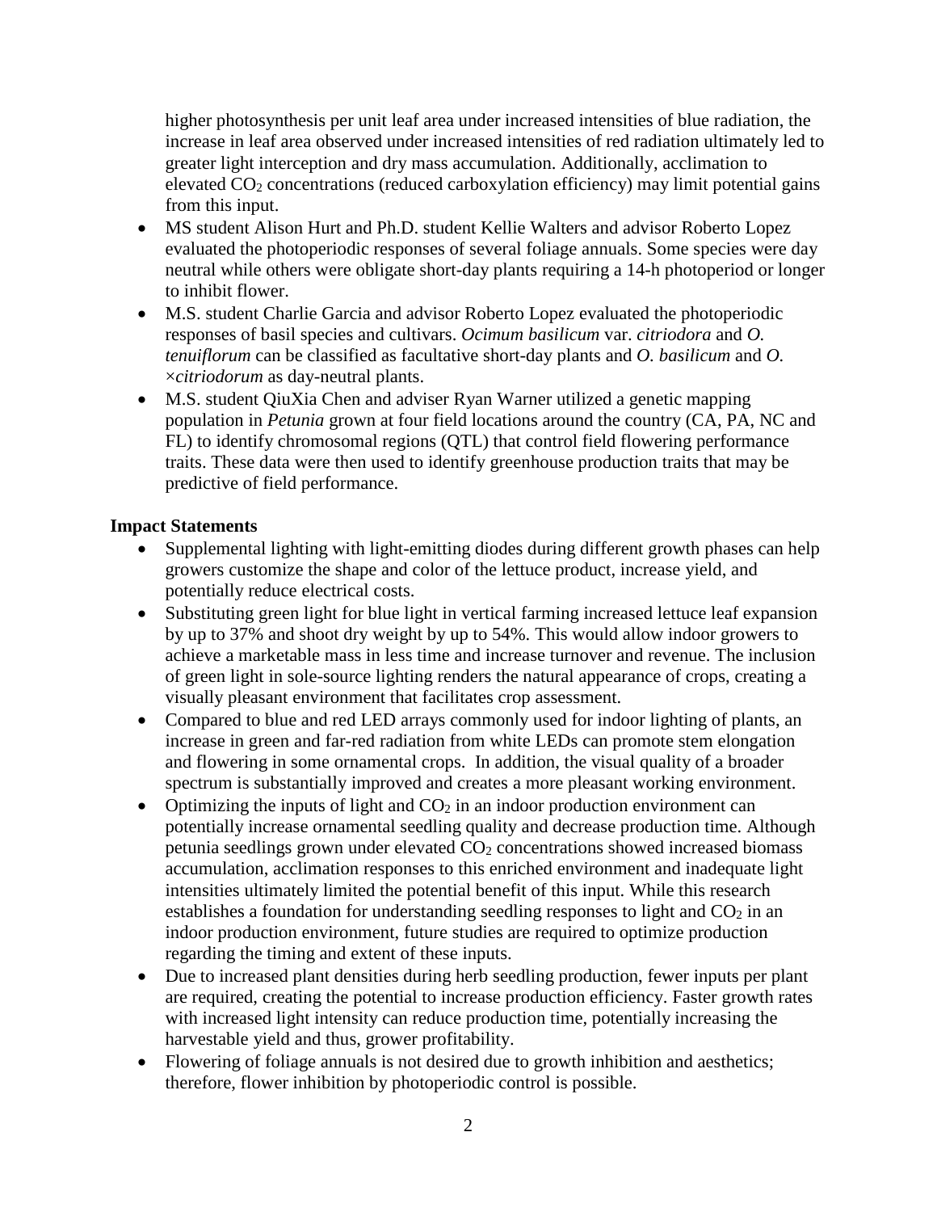higher photosynthesis per unit leaf area under increased intensities of blue radiation, the increase in leaf area observed under increased intensities of red radiation ultimately led to greater light interception and dry mass accumulation. Additionally, acclimation to elevated $CO_2$ concentrations (reduced carboxylation efficiency) may limit potential gains from this input.

- MS student Alison Hurt and Ph.D. student Kellie Walters and advisor Roberto Lopez evaluated the photoperiodic responses of several foliage annuals. Some species were day neutral while others were obligate short-day plants requiring a 14-h photoperiod or longer to inhibit flower.
- M.S. student Charlie Garcia and advisor Roberto Lopez evaluated the photoperiodic responses of basil species and cultivars. *Ocimum basilicum* var. *citriodora* and *O. tenuiflorum* can be classified as facultative short-day plants and *O. basilicum* and *O. ×citriodorum* as day-neutral plants.
- M.S. student QiuXia Chen and adviser Ryan Warner utilized a genetic mapping population in *Petunia* grown at four field locations around the country (CA, PA, NC and FL) to identify chromosomal regions (QTL) that control field flowering performance traits. These data were then used to identify greenhouse production traits that may be predictive of field performance.

**Impact Statements**

- Supplemental lighting with light-emitting diodes during different growth phases can help growers customize the shape and color of the lettuce product, increase yield, and potentially reduce electrical costs.
- Substituting green light for blue light in vertical farming increased lettuce leaf expansion by up to 37% and shoot dry weight by up to 54%. This would allow indoor growers to achieve a marketable mass in less time and increase turnover and revenue. The inclusion of green light in sole-source lighting renders the natural appearance of crops, creating a visually pleasant environment that facilitates crop assessment.
- Compared to blue and red LED arrays commonly used for indoor lighting of plants, an increase in green and far-red radiation from white LEDs can promote stem elongation and flowering in some ornamental crops. In addition, the visual quality of a broader spectrum is substantially improved and creates a more pleasant working environment.
- Optimizing the inputs of light and $CO_2$ in an indoor production environment can potentially increase ornamental seedling quality and decrease production time. Although petunia seedlings grown under elevated $CO_2$ concentrations showed increased biomass accumulation, acclimation responses to this enriched environment and inadequate light intensities ultimately limited the potential benefit of this input. While this research establishes a foundation for understanding seedling responses to light and $CO_2$ in an indoor production environment, future studies are required to optimize production regarding the timing and extent of these inputs.
- Due to increased plant densities during herb seedling production, fewer inputs per plant are required, creating the potential to increase production efficiency. Faster growth rates with increased light intensity can reduce production time, potentially increasing the harvestable yield and thus, grower profitability.
- Flowering of foliage annuals is not desired due to growth inhibition and aesthetics; therefore, flower inhibition by photoperiodic control is possible.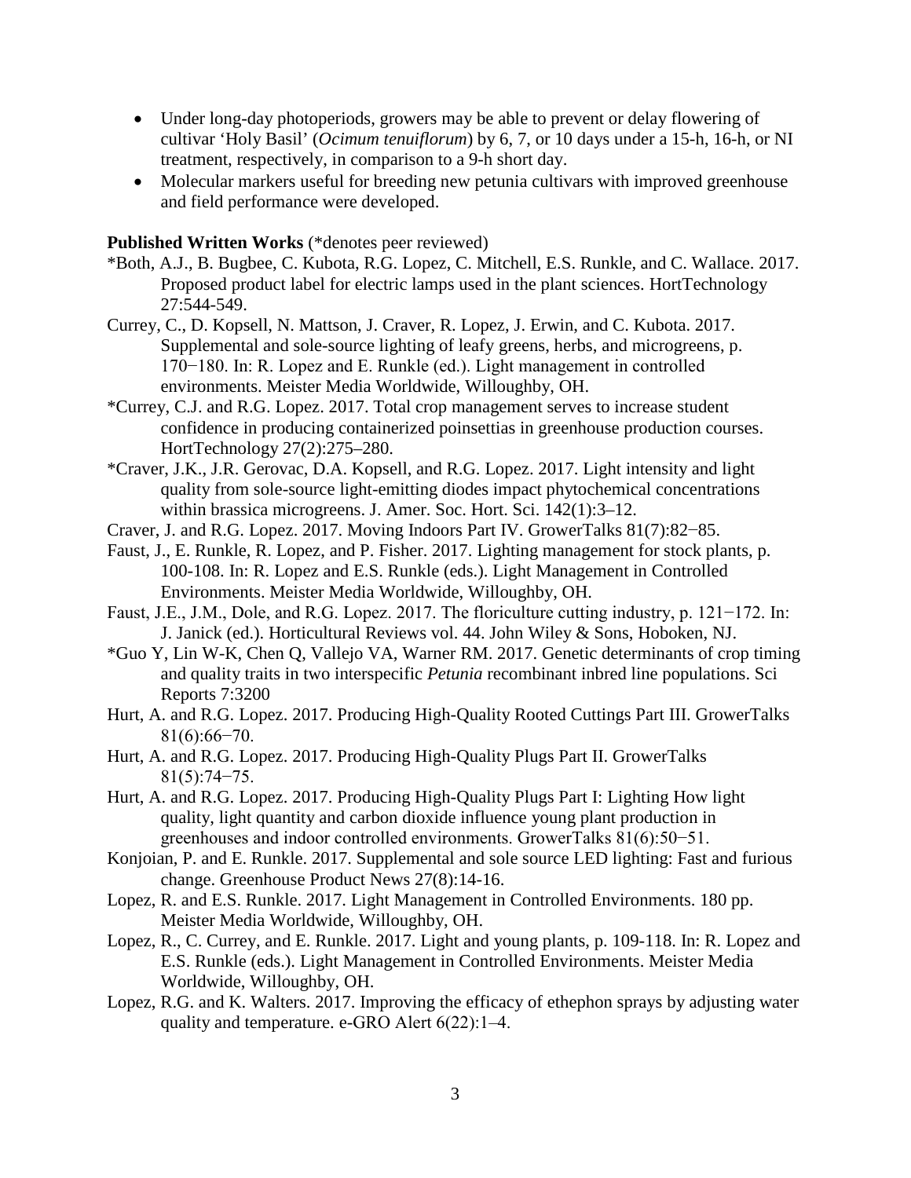- Under long-day photoperiods, growers may be able to prevent or delay flowering of cultivar 'Holy Basil' (*Ocimum tenuiflorum*) by 6, 7, or 10 days under a 15-h, 16-h, or NI treatment, respectively, in comparison to a 9-h short day.
- Molecular markers useful for breeding new petunia cultivars with improved greenhouse and field performance were developed.

**Published Written Works** (*denotes peer reviewed)

*Both, A.J., B. Bugbee, C. Kubota, R.G. Lopez, C. Mitchell, E.S. Runkle, and C. Wallace. 2017. Proposed product label for electric lamps used in the plant sciences. HortTechnology 27:544-549.

Currey, C., D. Kopsell, N. Mattson, J. Craver, R. Lopez, J. Erwin, and C. Kubota. 2017. Supplemental and sole-source lighting of leafy greens, herbs, and microgreens, p. 170−180. In: R. Lopez and E. Runkle (ed.). Light management in controlled environments. Meister Media Worldwide, Willoughby, OH.

*Currey, C.J. and R.G. Lopez. 2017. Total crop management serves to increase student confidence in producing containerized poinsettias in greenhouse production courses. HortTechnology 27(2):275–280.

*Craver, J.K., J.R. Gerovac, D.A. Kopsell, and R.G. Lopez. 2017. Light intensity and light quality from sole-source light-emitting diodes impact phytochemical concentrations within brassica microgreens. J. Amer. Soc. Hort. Sci. 142(1):3–12.

Craver, J. and R.G. Lopez. 2017. Moving Indoors Part IV. GrowerTalks 81(7):82−85.

Faust, J., E. Runkle, R. Lopez, and P. Fisher. 2017. Lighting management for stock plants, p. 100-108. In: R. Lopez and E.S. Runkle (eds.). Light Management in Controlled Environments. Meister Media Worldwide, Willoughby, OH.

Faust, J.E., J.M., Dole, and R.G. Lopez. 2017. The floriculture cutting industry, p. 121−172. In: J. Janick (ed.). Horticultural Reviews vol. 44. John Wiley & Sons, Hoboken, NJ.

*Guo Y, Lin W-K, Chen Q, Vallejo VA, Warner RM. 2017. Genetic determinants of crop timing and quality traits in two interspecific *Petunia* recombinant inbred line populations. Sci Reports 7:3200

Hurt, A. and R.G. Lopez. 2017. Producing High-Quality Rooted Cuttings Part III. GrowerTalks 81(6):66−70.

Hurt, A. and R.G. Lopez. 2017. Producing High-Quality Plugs Part II. GrowerTalks 81(5):74−75.

Hurt, A. and R.G. Lopez. 2017. Producing High-Quality Plugs Part I: Lighting How light quality, light quantity and carbon dioxide influence young plant production in greenhouses and indoor controlled environments. GrowerTalks 81(6):50−51.

Konjoian, P. and E. Runkle. 2017. Supplemental and sole source LED lighting: Fast and furious change. Greenhouse Product News 27(8):14-16.

Lopez, R. and E.S. Runkle. 2017. Light Management in Controlled Environments. 180 pp. Meister Media Worldwide, Willoughby, OH.

Lopez, R., C. Currey, and E. Runkle. 2017. Light and young plants, p. 109-118. In: R. Lopez and E.S. Runkle (eds.). Light Management in Controlled Environments. Meister Media Worldwide, Willoughby, OH.

Lopez, R.G. and K. Walters. 2017. Improving the efficacy of ethephon sprays by adjusting water quality and temperature. e-GRO Alert 6(22):1–4.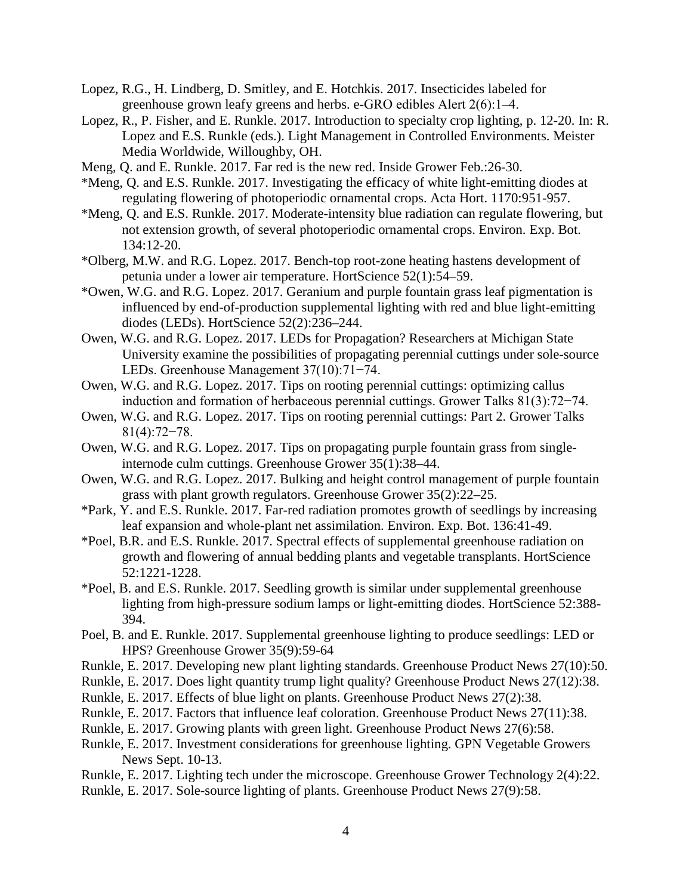Lopez, R.G., H. Lindberg, D. Smitley, and E. Hotchkis. 2017. Insecticides labeled for greenhouse grown leafy greens and herbs. e-GRO edibles Alert 2(6):1–4.

Lopez, R., P. Fisher, and E. Runkle. 2017. Introduction to specialty crop lighting, p. 12-20. In: R. Lopez and E.S. Runkle (eds.). Light Management in Controlled Environments. Meister Media Worldwide, Willoughby, OH.

Meng, Q. and E. Runkle. 2017. Far red is the new red. Inside Grower Feb.:26-30.

*Meng, Q. and E.S. Runkle. 2017. Investigating the efficacy of white light-emitting diodes at regulating flowering of photoperiodic ornamental crops. Acta Hort. 1170:951-957.

*Meng, Q. and E.S. Runkle. 2017. Moderate-intensity blue radiation can regulate flowering, but not extension growth, of several photoperiodic ornamental crops. Environ. Exp. Bot. 134:12-20.

*Olberg, M.W. and R.G. Lopez. 2017. Bench-top root-zone heating hastens development of petunia under a lower air temperature. HortScience 52(1):54–59.

*Owen, W.G. and R.G. Lopez. 2017. Geranium and purple fountain grass leaf pigmentation is influenced by end-of-production supplemental lighting with red and blue light-emitting diodes (LEDs). HortScience 52(2):236–244.

Owen, W.G. and R.G. Lopez. 2017. LEDs for Propagation? Researchers at Michigan State University examine the possibilities of propagating perennial cuttings under sole-source LEDs. Greenhouse Management 37(10):71−74.

Owen, W.G. and R.G. Lopez. 2017. Tips on rooting perennial cuttings: optimizing callus induction and formation of herbaceous perennial cuttings. Grower Talks 81(3):72−74.

Owen, W.G. and R.G. Lopez. 2017. Tips on rooting perennial cuttings: Part 2. Grower Talks 81(4):72−78.

Owen, W.G. and R.G. Lopez. 2017. Tips on propagating purple fountain grass from single-internode culm cuttings. Greenhouse Grower 35(1):38–44.

Owen, W.G. and R.G. Lopez. 2017. Bulking and height control management of purple fountain grass with plant growth regulators. Greenhouse Grower 35(2):22–25.

*Park, Y. and E.S. Runkle. 2017. Far-red radiation promotes growth of seedlings by increasing leaf expansion and whole-plant net assimilation. Environ. Exp. Bot. 136:41-49.

*Poel, B.R. and E.S. Runkle. 2017. Spectral effects of supplemental greenhouse radiation on growth and flowering of annual bedding plants and vegetable transplants. HortScience 52:1221-1228.

*Poel, B. and E.S. Runkle. 2017. Seedling growth is similar under supplemental greenhouse lighting from high-pressure sodium lamps or light-emitting diodes. HortScience 52:388-394.

Poel, B. and E. Runkle. 2017. Supplemental greenhouse lighting to produce seedlings: LED or HPS? Greenhouse Grower 35(9):59-64

Runkle, E. 2017. Developing new plant lighting standards. Greenhouse Product News 27(10):50.

Runkle, E. 2017. Does light quantity trump light quality? Greenhouse Product News 27(12):38.

Runkle, E. 2017. Effects of blue light on plants. Greenhouse Product News 27(2):38.

Runkle, E. 2017. Factors that influence leaf coloration. Greenhouse Product News 27(11):38.

Runkle, E. 2017. Growing plants with green light. Greenhouse Product News 27(6):58.

Runkle, E. 2017. Investment considerations for greenhouse lighting. GPN Vegetable Growers News Sept. 10-13.

Runkle, E. 2017. Lighting tech under the microscope. Greenhouse Grower Technology 2(4):22.

Runkle, E. 2017. Sole-source lighting of plants. Greenhouse Product News 27(9):58.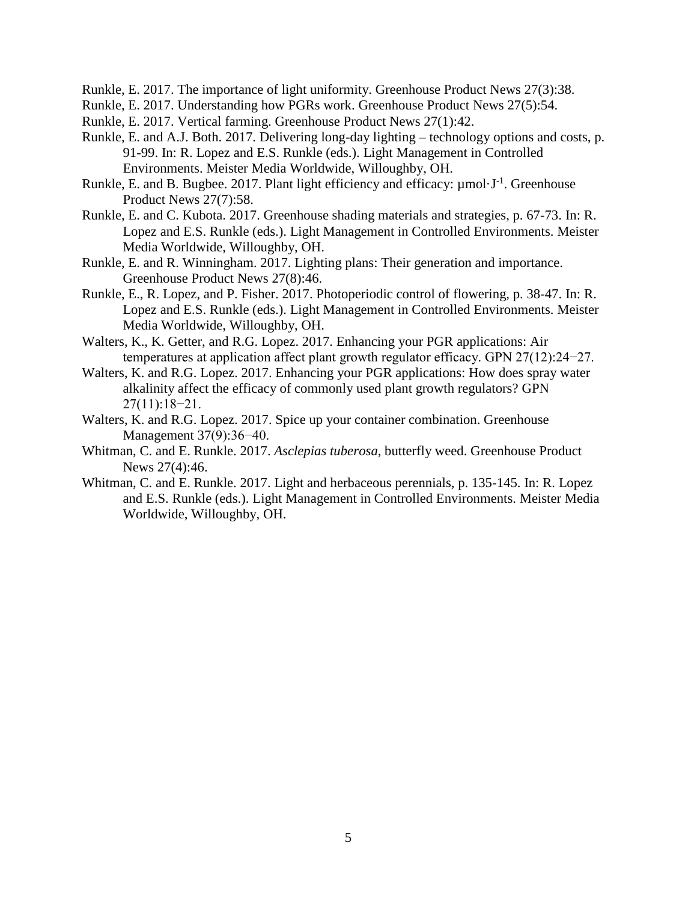Runkle, E. 2017. The importance of light uniformity. Greenhouse Product News 27(3):38.

Runkle, E. 2017. Understanding how PGRs work. Greenhouse Product News 27(5):54.

Runkle, E. 2017. Vertical farming. Greenhouse Product News 27(1):42.

Runkle, E. and A.J. Both. 2017. Delivering long-day lighting – technology options and costs, p. 91-99. In: R. Lopez and E.S. Runkle (eds.). Light Management in Controlled Environments. Meister Media Worldwide, Willoughby, OH.

Runkle, E. and B. Bugbee. 2017. Plant light efficiency and efficacy: $\mu mol \cdot J^{-1}$. Greenhouse Product News 27(7):58.

Runkle, E. and C. Kubota. 2017. Greenhouse shading materials and strategies, p. 67-73. In: R. Lopez and E.S. Runkle (eds.). Light Management in Controlled Environments. Meister Media Worldwide, Willoughby, OH.

Runkle, E. and R. Winningham. 2017. Lighting plans: Their generation and importance. Greenhouse Product News 27(8):46.

Runkle, E., R. Lopez, and P. Fisher. 2017. Photoperiodic control of flowering, p. 38-47. In: R. Lopez and E.S. Runkle (eds.). Light Management in Controlled Environments. Meister Media Worldwide, Willoughby, OH.

Walters, K., K. Getter, and R.G. Lopez. 2017. Enhancing your PGR applications: Air temperatures at application affect plant growth regulator efficacy. GPN 27(12):24−27.

Walters, K. and R.G. Lopez. 2017. Enhancing your PGR applications: How does spray water alkalinity affect the efficacy of commonly used plant growth regulators? GPN 27(11):18−21.

Walters, K. and R.G. Lopez. 2017. Spice up your container combination. Greenhouse Management 37(9):36−40.

Whitman, C. and E. Runkle. 2017. *Asclepias tuberosa*, butterfly weed. Greenhouse Product News 27(4):46.

Whitman, C. and E. Runkle. 2017. Light and herbaceous perennials, p. 135-145. In: R. Lopez and E.S. Runkle (eds.). Light Management in Controlled Environments. Meister Media Worldwide, Willoughby, OH.